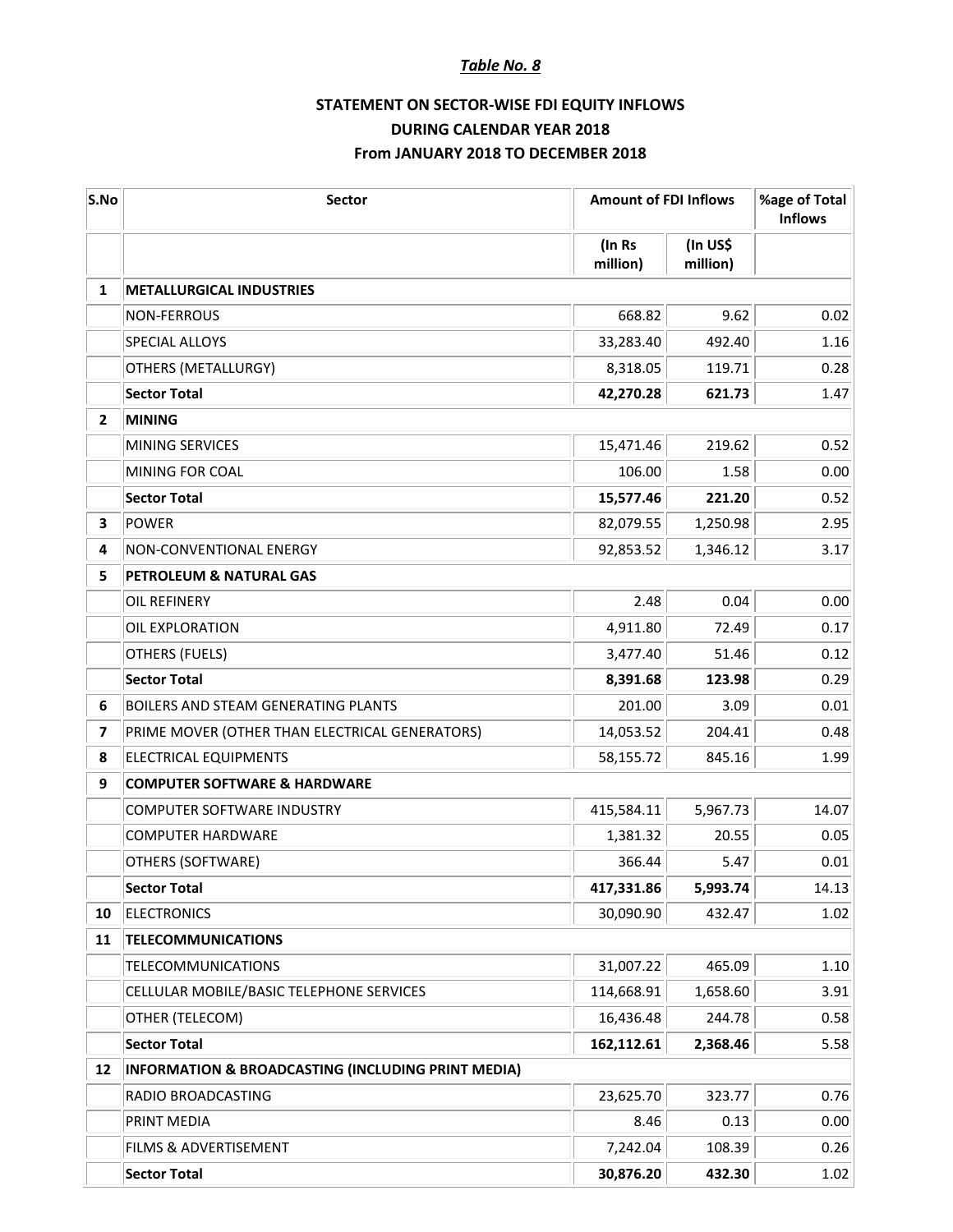*Table No. 8*

## STATEMENT ON SECTOR-WISE FDI EQUITY INFLOWS DURING CALENDAR YEAR 2018 From JANUARY 2018 TO DECEMBER 2018

| S.No | Sector | Amount of FDI Inflows | | %age of Total Inflows |
|---|---|---|---|---|
| | | (In Rs million) | (In US$ million) | |
| **1** | **METALLURGICAL INDUSTRIES** | | | |
| | NON-FERROUS | 668.82 | 9.62 | 0.02 |
| | SPECIAL ALLOYS | 33,283.40 | 492.40 | 1.16 |
| | OTHERS (METALLURGY) | 8,318.05 | 119.71 | 0.28 |
| | **Sector Total** | **42,270.28** | **621.73** | 1.47 |
| **2** | **MINING** | | | |
| | MINING SERVICES | 15,471.46 | 219.62 | 0.52 |
| | MINING FOR COAL | 106.00 | 1.58 | 0.00 |
| | **Sector Total** | **15,577.46** | **221.20** | 0.52 |
| **3** | POWER | 82,079.55 | 1,250.98 | 2.95 |
| **4** | NON-CONVENTIONAL ENERGY | 92,853.52 | 1,346.12 | 3.17 |
| **5** | **PETROLEUM & NATURAL GAS** | | | |
| | OIL REFINERY | 2.48 | 0.04 | 0.00 |
| | OIL EXPLORATION | 4,911.80 | 72.49 | 0.17 |
| | OTHERS (FUELS) | 3,477.40 | 51.46 | 0.12 |
| | **Sector Total** | **8,391.68** | **123.98** | 0.29 |
| **6** | BOILERS AND STEAM GENERATING PLANTS | 201.00 | 3.09 | 0.01 |
| **7** | PRIME MOVER (OTHER THAN ELECTRICAL GENERATORS) | 14,053.52 | 204.41 | 0.48 |
| **8** | ELECTRICAL EQUIPMENTS | 58,155.72 | 845.16 | 1.99 |
| **9** | **COMPUTER SOFTWARE & HARDWARE** | | | |
| | COMPUTER SOFTWARE INDUSTRY | 415,584.11 | 5,967.73 | 14.07 |
| | COMPUTER HARDWARE | 1,381.32 | 20.55 | 0.05 |
| | OTHERS (SOFTWARE) | 366.44 | 5.47 | 0.01 |
| | **Sector Total** | **417,331.86** | **5,993.74** | 14.13 |
| **10** | ELECTRONICS | 30,090.90 | 432.47 | 1.02 |
| **11** | **TELECOMMUNICATIONS** | | | |
| | TELECOMMUNICATIONS | 31,007.22 | 465.09 | 1.10 |
| | CELLULAR MOBILE/BASIC TELEPHONE SERVICES | 114,668.91 | 1,658.60 | 3.91 |
| | OTHER (TELECOM) | 16,436.48 | 244.78 | 0.58 |
| | **Sector Total** | **162,112.61** | **2,368.46** | 5.58 |
| **12** | **INFORMATION & BROADCASTING (INCLUDING PRINT MEDIA)** | | | |
| | RADIO BROADCASTING | 23,625.70 | 323.77 | 0.76 |
| | PRINT MEDIA | 8.46 | 0.13 | 0.00 |
| | FILMS & ADVERTISEMENT | 7,242.04 | 108.39 | 0.26 |
| | **Sector Total** | **30,876.20** | **432.30** | 1.02 |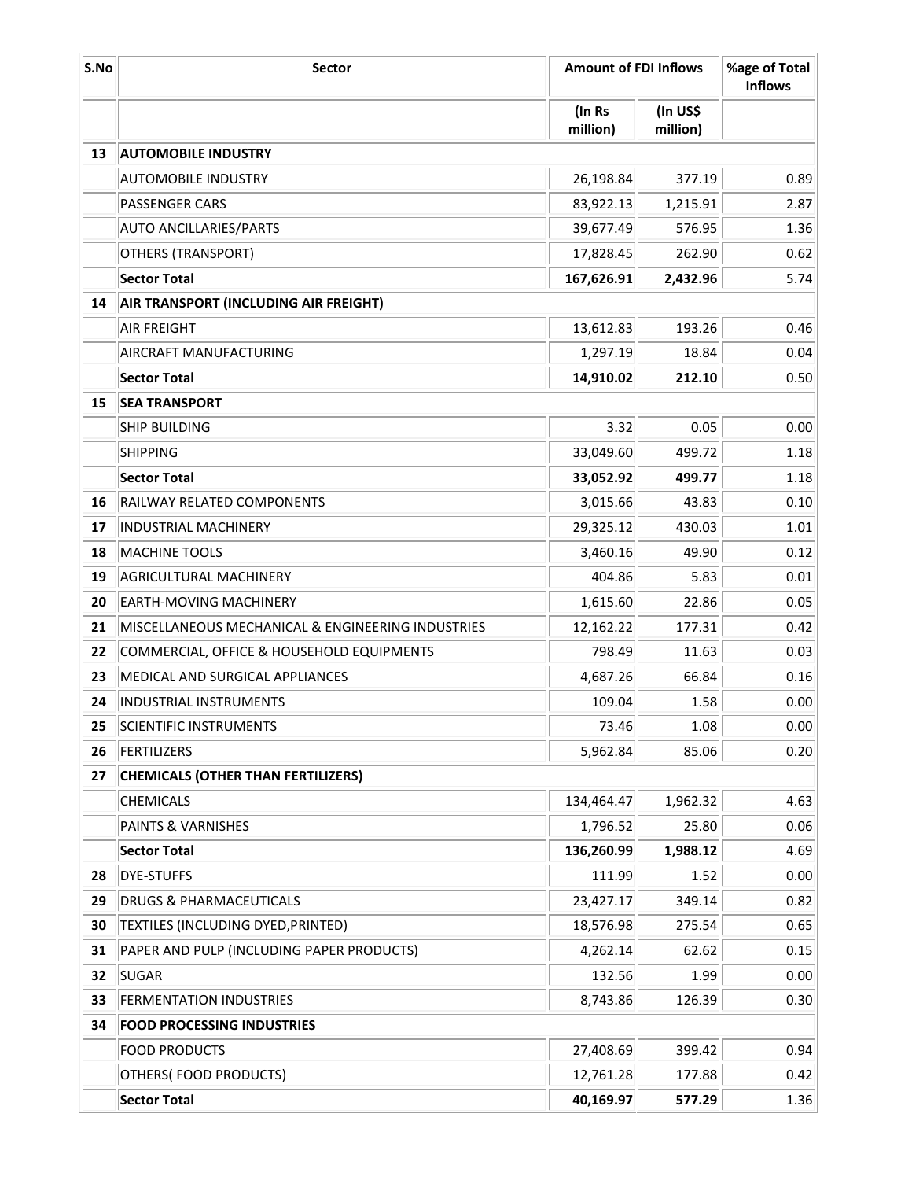| S.No | Sector | Amount of FDI Inflows | | %age of Total Inflows |
|---|---|---|---|---|
| | | (In Rs million) | (In US$ million) | |
| **13** | **AUTOMOBILE INDUSTRY** | | | |
| | AUTOMOBILE INDUSTRY | 26,198.84 | 377.19 | 0.89 |
| | PASSENGER CARS | 83,922.13 | 1,215.91 | 2.87 |
| | AUTO ANCILLARIES/PARTS | 39,677.49 | 576.95 | 1.36 |
| | OTHERS (TRANSPORT) | 17,828.45 | 262.90 | 0.62 |
| | **Sector Total** | **167,626.91** | **2,432.96** | 5.74 |
| **14** | **AIR TRANSPORT (INCLUDING AIR FREIGHT)** | | | |
| | AIR FREIGHT | 13,612.83 | 193.26 | 0.46 |
| | AIRCRAFT MANUFACTURING | 1,297.19 | 18.84 | 0.04 |
| | **Sector Total** | **14,910.02** | **212.10** | 0.50 |
| **15** | **SEA TRANSPORT** | | | |
| | SHIP BUILDING | 3.32 | 0.05 | 0.00 |
| | SHIPPING | 33,049.60 | 499.72 | 1.18 |
| | **Sector Total** | **33,052.92** | **499.77** | 1.18 |
| **16** | RAILWAY RELATED COMPONENTS | 3,015.66 | 43.83 | 0.10 |
| **17** | INDUSTRIAL MACHINERY | 29,325.12 | 430.03 | 1.01 |
| **18** | MACHINE TOOLS | 3,460.16 | 49.90 | 0.12 |
| **19** | AGRICULTURAL MACHINERY | 404.86 | 5.83 | 0.01 |
| **20** | EARTH-MOVING MACHINERY | 1,615.60 | 22.86 | 0.05 |
| **21** | MISCELLANEOUS MECHANICAL & ENGINEERING INDUSTRIES | 12,162.22 | 177.31 | 0.42 |
| **22** | COMMERCIAL, OFFICE & HOUSEHOLD EQUIPMENTS | 798.49 | 11.63 | 0.03 |
| **23** | MEDICAL AND SURGICAL APPLIANCES | 4,687.26 | 66.84 | 0.16 |
| **24** | INDUSTRIAL INSTRUMENTS | 109.04 | 1.58 | 0.00 |
| **25** | SCIENTIFIC INSTRUMENTS | 73.46 | 1.08 | 0.00 |
| **26** | FERTILIZERS | 5,962.84 | 85.06 | 0.20 |
| **27** | **CHEMICALS (OTHER THAN FERTILIZERS)** | | | |
| | CHEMICALS | 134,464.47 | 1,962.32 | 4.63 |
| | PAINTS & VARNISHES | 1,796.52 | 25.80 | 0.06 |
| | **Sector Total** | **136,260.99** | **1,988.12** | 4.69 |
| **28** | DYE-STUFFS | 111.99 | 1.52 | 0.00 |
| **29** | DRUGS & PHARMACEUTICALS | 23,427.17 | 349.14 | 0.82 |
| **30** | TEXTILES (INCLUDING DYED,PRINTED) | 18,576.98 | 275.54 | 0.65 |
| **31** | PAPER AND PULP (INCLUDING PAPER PRODUCTS) | 4,262.14 | 62.62 | 0.15 |
| **32** | SUGAR | 132.56 | 1.99 | 0.00 |
| **33** | FERMENTATION INDUSTRIES | 8,743.86 | 126.39 | 0.30 |
| **34** | **FOOD PROCESSING INDUSTRIES** | | | |
| | FOOD PRODUCTS | 27,408.69 | 399.42 | 0.94 |
| | OTHERS( FOOD PRODUCTS) | 12,761.28 | 177.88 | 0.42 |
| | **Sector Total** | **40,169.97** | **577.29** | 1.36 |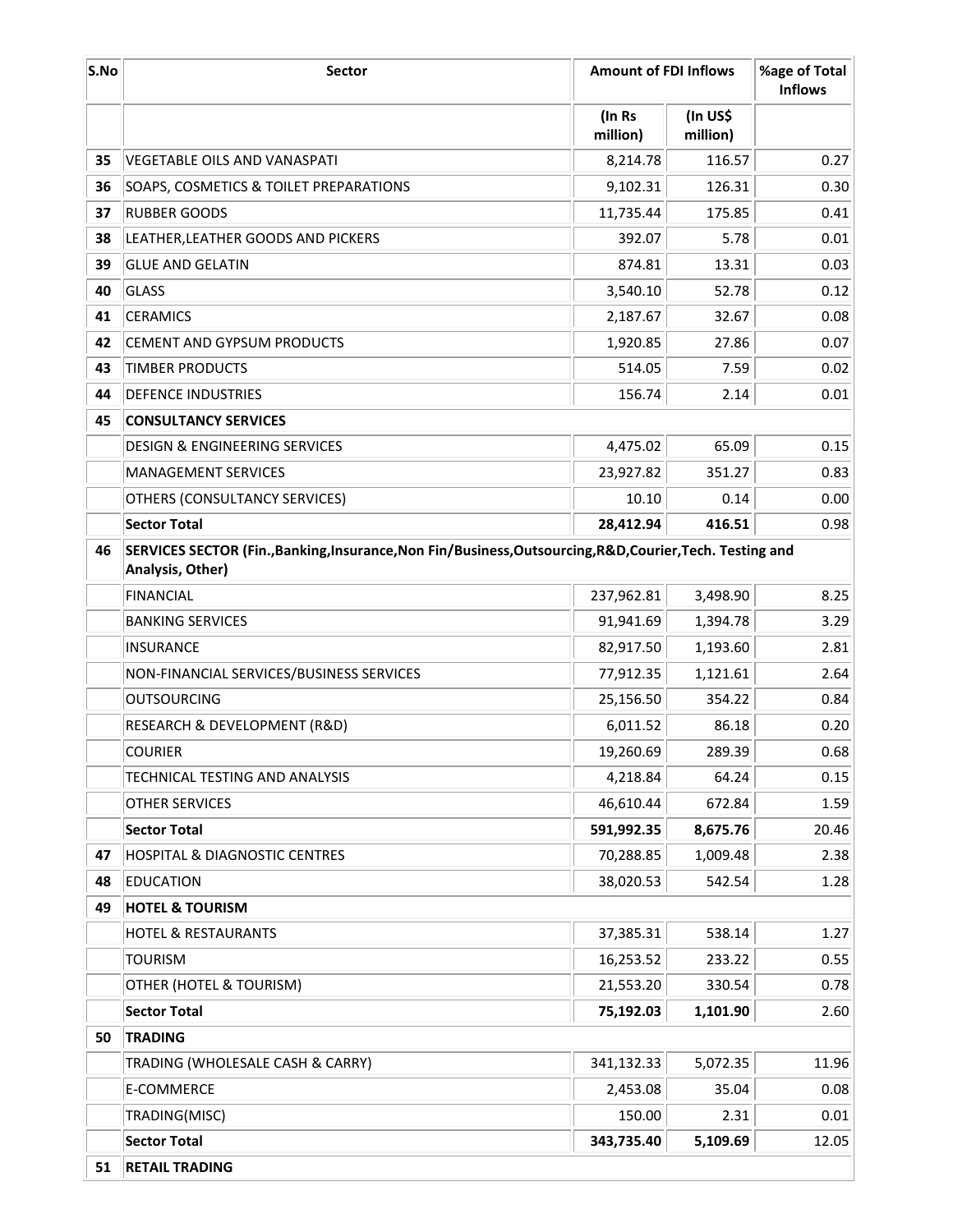| S.No | Sector | Amount of FDI Inflows | | %age of Total Inflows |
|---|---|---|---|---|
| | | (In Rs million) | (In US$ million) | |
| **35** | VEGETABLE OILS AND VANASPATI | 8,214.78 | 116.57 | 0.27 |
| **36** | SOAPS, COSMETICS & TOILET PREPARATIONS | 9,102.31 | 126.31 | 0.30 |
| **37** | RUBBER GOODS | 11,735.44 | 175.85 | 0.41 |
| **38** | LEATHER,LEATHER GOODS AND PICKERS | 392.07 | 5.78 | 0.01 |
| **39** | GLUE AND GELATIN | 874.81 | 13.31 | 0.03 |
| **40** | GLASS | 3,540.10 | 52.78 | 0.12 |
| **41** | CERAMICS | 2,187.67 | 32.67 | 0.08 |
| **42** | CEMENT AND GYPSUM PRODUCTS | 1,920.85 | 27.86 | 0.07 |
| **43** | TIMBER PRODUCTS | 514.05 | 7.59 | 0.02 |
| **44** | DEFENCE INDUSTRIES | 156.74 | 2.14 | 0.01 |
| **45** | **CONSULTANCY SERVICES** | | | |
| | DESIGN & ENGINEERING SERVICES | 4,475.02 | 65.09 | 0.15 |
| | MANAGEMENT SERVICES | 23,927.82 | 351.27 | 0.83 |
| | OTHERS (CONSULTANCY SERVICES) | 10.10 | 0.14 | 0.00 |
| | **Sector Total** | **28,412.94** | **416.51** | 0.98 |
| **46** | **SERVICES SECTOR (Fin.,Banking,Insurance,Non Fin/Business,Outsourcing,R&D,Courier,Tech. Testing and Analysis, Other)** | | | |
| | FINANCIAL | 237,962.81 | 3,498.90 | 8.25 |
| | BANKING SERVICES | 91,941.69 | 1,394.78 | 3.29 |
| | INSURANCE | 82,917.50 | 1,193.60 | 2.81 |
| | NON-FINANCIAL SERVICES/BUSINESS SERVICES | 77,912.35 | 1,121.61 | 2.64 |
| | OUTSOURCING | 25,156.50 | 354.22 | 0.84 |
| | RESEARCH & DEVELOPMENT (R&D) | 6,011.52 | 86.18 | 0.20 |
| | COURIER | 19,260.69 | 289.39 | 0.68 |
| | TECHNICAL TESTING AND ANALYSIS | 4,218.84 | 64.24 | 0.15 |
| | OTHER SERVICES | 46,610.44 | 672.84 | 1.59 |
| | **Sector Total** | **591,992.35** | **8,675.76** | 20.46 |
| **47** | HOSPITAL & DIAGNOSTIC CENTRES | 70,288.85 | 1,009.48 | 2.38 |
| **48** | EDUCATION | 38,020.53 | 542.54 | 1.28 |
| **49** | **HOTEL & TOURISM** | | | |
| | HOTEL & RESTAURANTS | 37,385.31 | 538.14 | 1.27 |
| | TOURISM | 16,253.52 | 233.22 | 0.55 |
| | OTHER (HOTEL & TOURISM) | 21,553.20 | 330.54 | 0.78 |
| | **Sector Total** | **75,192.03** | **1,101.90** | 2.60 |
| **50** | **TRADING** | | | |
| | TRADING (WHOLESALE CASH & CARRY) | 341,132.33 | 5,072.35 | 11.96 |
| | E-COMMERCE | 2,453.08 | 35.04 | 0.08 |
| | TRADING(MISC) | 150.00 | 2.31 | 0.01 |
| | **Sector Total** | **343,735.40** | **5,109.69** | 12.05 |
| **51** | **RETAIL TRADING** | | | |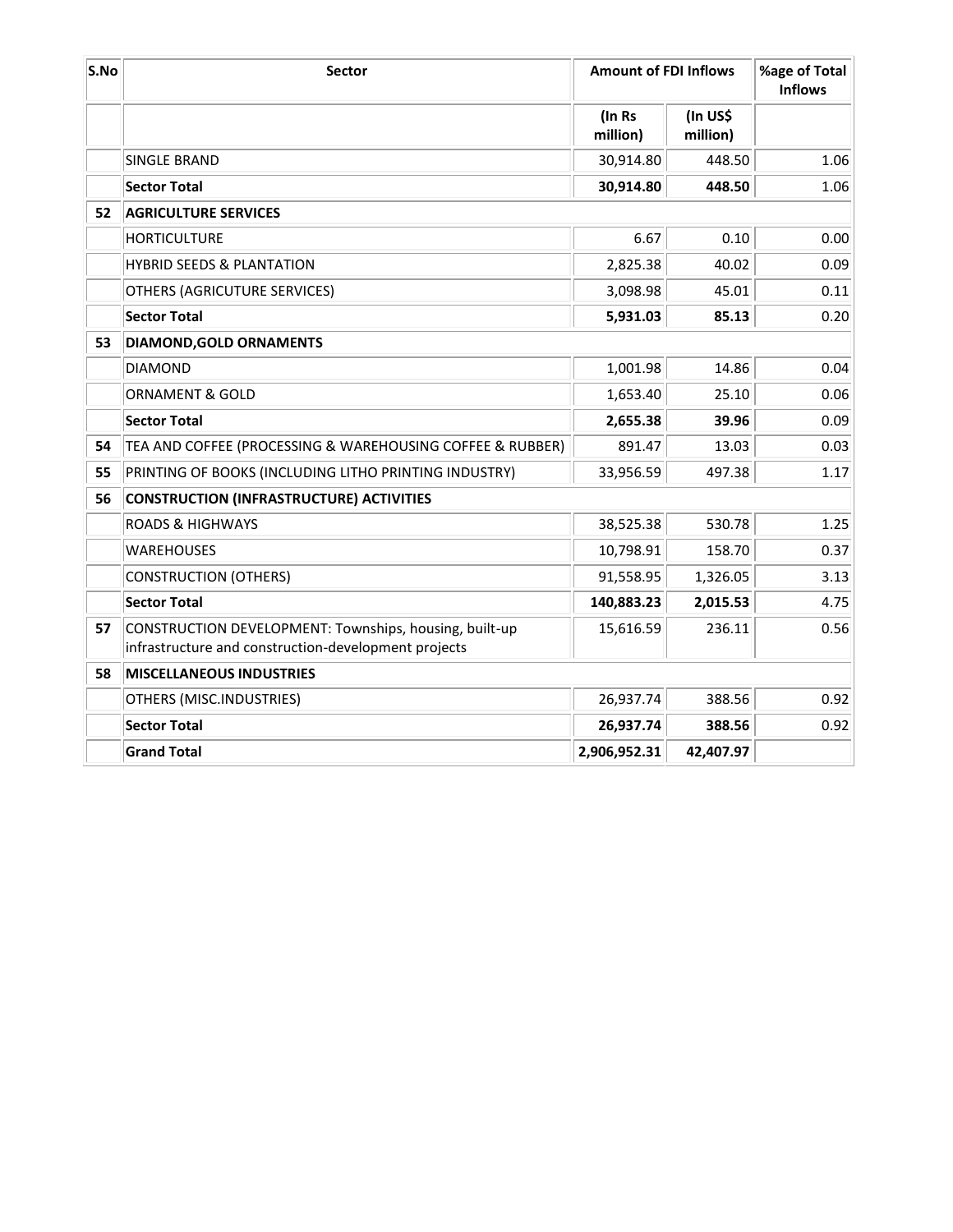| S.No | Sector | Amount of FDI Inflows | | %age of Total Inflows |
| --- | --- | --- | --- | --- |
| | | (In Rs million) | (In US$ million) | |
| | SINGLE BRAND | 30,914.80 | 448.50 | 1.06 |
| | **Sector Total** | **30,914.80** | **448.50** | 1.06 |
| **52** | **AGRICULTURE SERVICES** | | | |
| | HORTICULTURE | 6.67 | 0.10 | 0.00 |
| | HYBRID SEEDS & PLANTATION | 2,825.38 | 40.02 | 0.09 |
| | OTHERS (AGRICUTURE SERVICES) | 3,098.98 | 45.01 | 0.11 |
| | **Sector Total** | **5,931.03** | **85.13** | 0.20 |
| **53** | **DIAMOND,GOLD ORNAMENTS** | | | |
| | DIAMOND | 1,001.98 | 14.86 | 0.04 |
| | ORNAMENT & GOLD | 1,653.40 | 25.10 | 0.06 |
| | **Sector Total** | **2,655.38** | **39.96** | 0.09 |
| **54** | TEA AND COFFEE (PROCESSING & WAREHOUSING COFFEE & RUBBER) | 891.47 | 13.03 | 0.03 |
| **55** | PRINTING OF BOOKS (INCLUDING LITHO PRINTING INDUSTRY) | 33,956.59 | 497.38 | 1.17 |
| **56** | **CONSTRUCTION (INFRASTRUCTURE) ACTIVITIES** | | | |
| | ROADS & HIGHWAYS | 38,525.38 | 530.78 | 1.25 |
| | WAREHOUSES | 10,798.91 | 158.70 | 0.37 |
| | CONSTRUCTION (OTHERS) | 91,558.95 | 1,326.05 | 3.13 |
| | **Sector Total** | **140,883.23** | **2,015.53** | 4.75 |
| **57** | CONSTRUCTION DEVELOPMENT: Townships, housing, built-up infrastructure and construction-development projects | 15,616.59 | 236.11 | 0.56 |
| **58** | **MISCELLANEOUS INDUSTRIES** | | | |
| | OTHERS (MISC.INDUSTRIES) | 26,937.74 | 388.56 | 0.92 |
| | **Sector Total** | **26,937.74** | **388.56** | 0.92 |
| | **Grand Total** | **2,906,952.31** | **42,407.97** | |